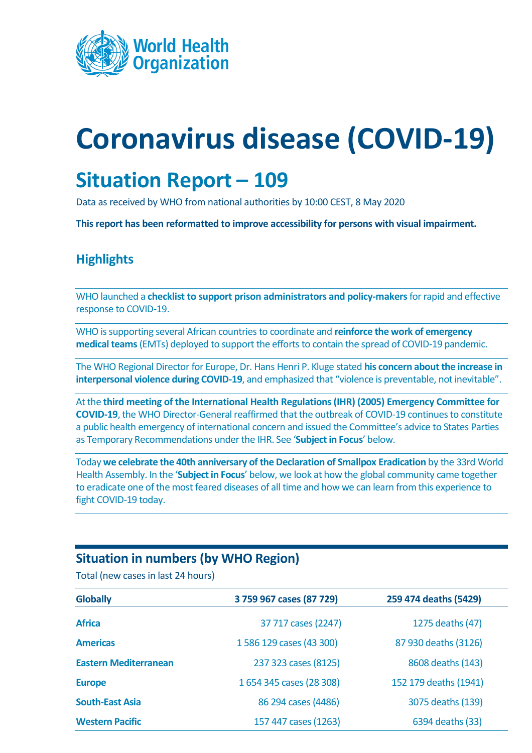World Health Organization

# Coronavirus disease (COVID-19)

## Situation Report – 109

Data as received by WHO from national authorities by 10:00 CEST, 8 May 2020

**This report has been reformatted to improve accessibility for persons with visual impairment.**

### Highlights

WHO launched a **checklist to support prison administrators and policy-makers** for rapid and effective response to COVID-19.

WHO is supporting several African countries to coordinate and **reinforce the work of emergency medical teams** (EMTs) deployed to support the efforts to contain the spread of COVID-19 pandemic.

The WHO Regional Director for Europe, Dr. Hans Henri P. Kluge stated **his concern about the increase in interpersonal violence during COVID-19**, and emphasized that "violence is preventable, not inevitable".

At the **third meeting of the International Health Regulations (IHR) (2005) Emergency Committee for COVID-19**, the WHO Director-General reaffirmed that the outbreak of COVID-19 continues to constitute a public health emergency of international concern and issued the Committee's advice to States Parties as Temporary Recommendations under the IHR. See '**Subject in Focus**' below.

Today **we celebrate the 40th anniversary of the Declaration of Smallpox Eradication** by the 33rd World Health Assembly. In the '**Subject in Focus**' below, we look at how the global community came together to eradicate one of the most feared diseases of all time and how we can learn from this experience to fight COVID-19 today.

### Situation in numbers (by WHO Region)

Total (new cases in last 24 hours)

| **Globally** | **3 759 967 cases (87 729)** | **259 474 deaths (5429)** |
|---|---|---|
| **Africa** | 37 717 cases (2247) | 1275 deaths (47) |
| **Americas** | 1 586 129 cases (43 300) | 87 930 deaths (3126) |
| **Eastern Mediterranean** | 237 323 cases (8125) | 8608 deaths (143) |
| **Europe** | 1 654 345 cases (28 308) | 152 179 deaths (1941) |
| **South-East Asia** | 86 294 cases (4486) | 3075 deaths (139) |
| **Western Pacific** | 157 447 cases (1263) | 6394 deaths (33) |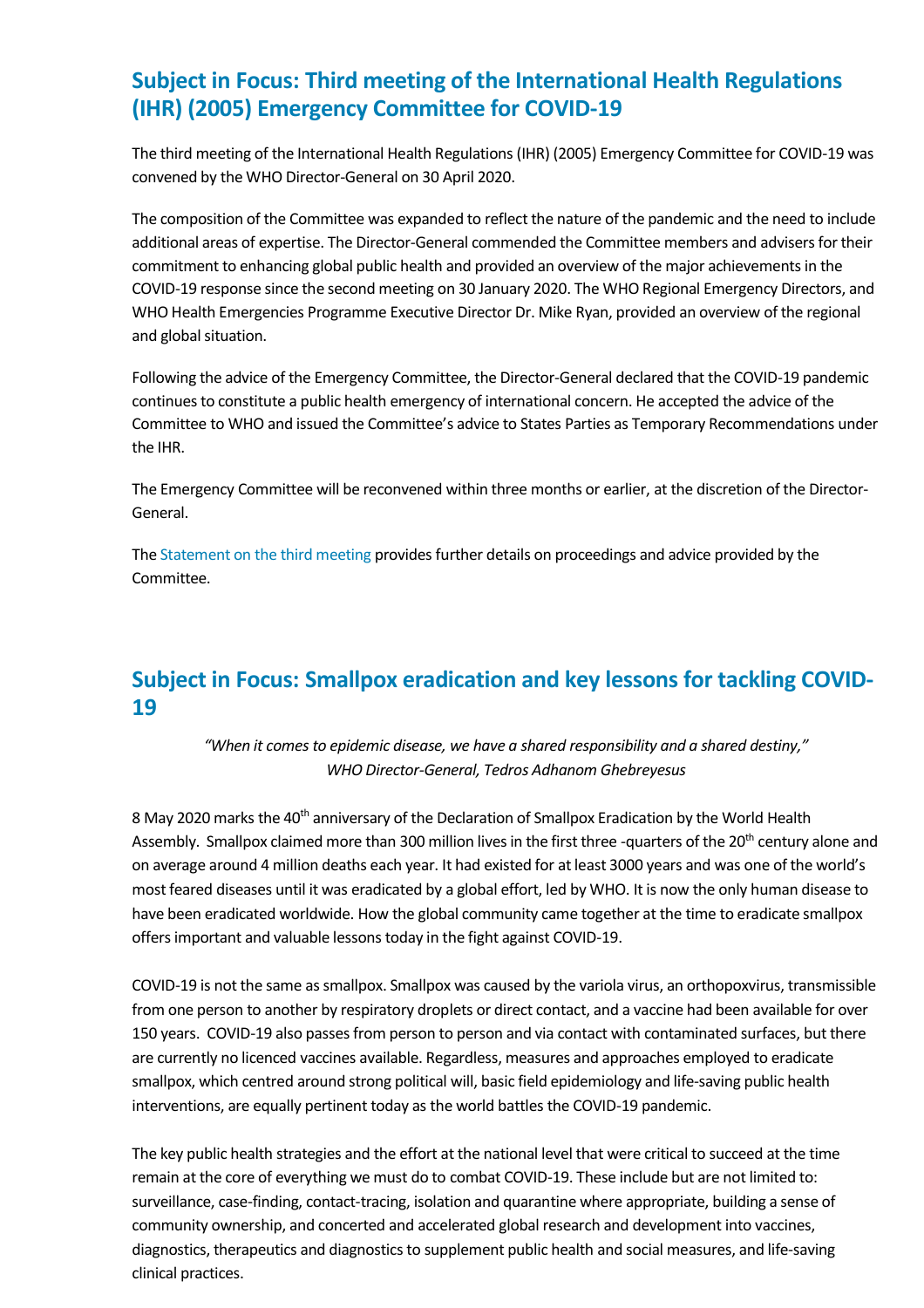## Subject in Focus: Third meeting of the International Health Regulations (IHR) (2005) Emergency Committee for COVID-19

The third meeting of the International Health Regulations (IHR) (2005) Emergency Committee for COVID-19 was convened by the WHO Director-General on 30 April 2020.

The composition of the Committee was expanded to reflect the nature of the pandemic and the need to include additional areas of expertise. The Director-General commended the Committee members and advisers for their commitment to enhancing global public health and provided an overview of the major achievements in the COVID-19 response since the second meeting on 30 January 2020. The WHO Regional Emergency Directors, and WHO Health Emergencies Programme Executive Director Dr. Mike Ryan, provided an overview of the regional and global situation.

Following the advice of the Emergency Committee, the Director-General declared that the COVID-19 pandemic continues to constitute a public health emergency of international concern. He accepted the advice of the Committee to WHO and issued the Committee's advice to States Parties as Temporary Recommendations under the IHR.

The Emergency Committee will be reconvened within three months or earlier, at the discretion of the Director-General.

The Statement on the third meeting provides further details on proceedings and advice provided by the Committee.

## Subject in Focus: Smallpox eradication and key lessons for tackling COVID-19

*"When it comes to epidemic disease, we have a shared responsibility and a shared destiny,"*
*WHO Director-General, Tedros Adhanom Ghebreyesus*

8 May 2020 marks the 40th anniversary of the Declaration of Smallpox Eradication by the World Health Assembly. Smallpox claimed more than 300 million lives in the first three -quarters of the 20th century alone and on average around 4 million deaths each year. It had existed for at least 3000 years and was one of the world's most feared diseases until it was eradicated by a global effort, led by WHO. It is now the only human disease to have been eradicated worldwide. How the global community came together at the time to eradicate smallpox offers important and valuable lessons today in the fight against COVID-19.

COVID-19 is not the same as smallpox. Smallpox was caused by the variola virus, an orthopoxvirus, transmissible from one person to another by respiratory droplets or direct contact, and a vaccine had been available for over 150 years. COVID-19 also passes from person to person and via contact with contaminated surfaces, but there are currently no licenced vaccines available. Regardless, measures and approaches employed to eradicate smallpox, which centred around strong political will, basic field epidemiology and life-saving public health interventions, are equally pertinent today as the world battles the COVID-19 pandemic.

The key public health strategies and the effort at the national level that were critical to succeed at the time remain at the core of everything we must do to combat COVID-19. These include but are not limited to: surveillance, case-finding, contact-tracing, isolation and quarantine where appropriate, building a sense of community ownership, and concerted and accelerated global research and development into vaccines, diagnostics, therapeutics and diagnostics to supplement public health and social measures, and life-saving clinical practices.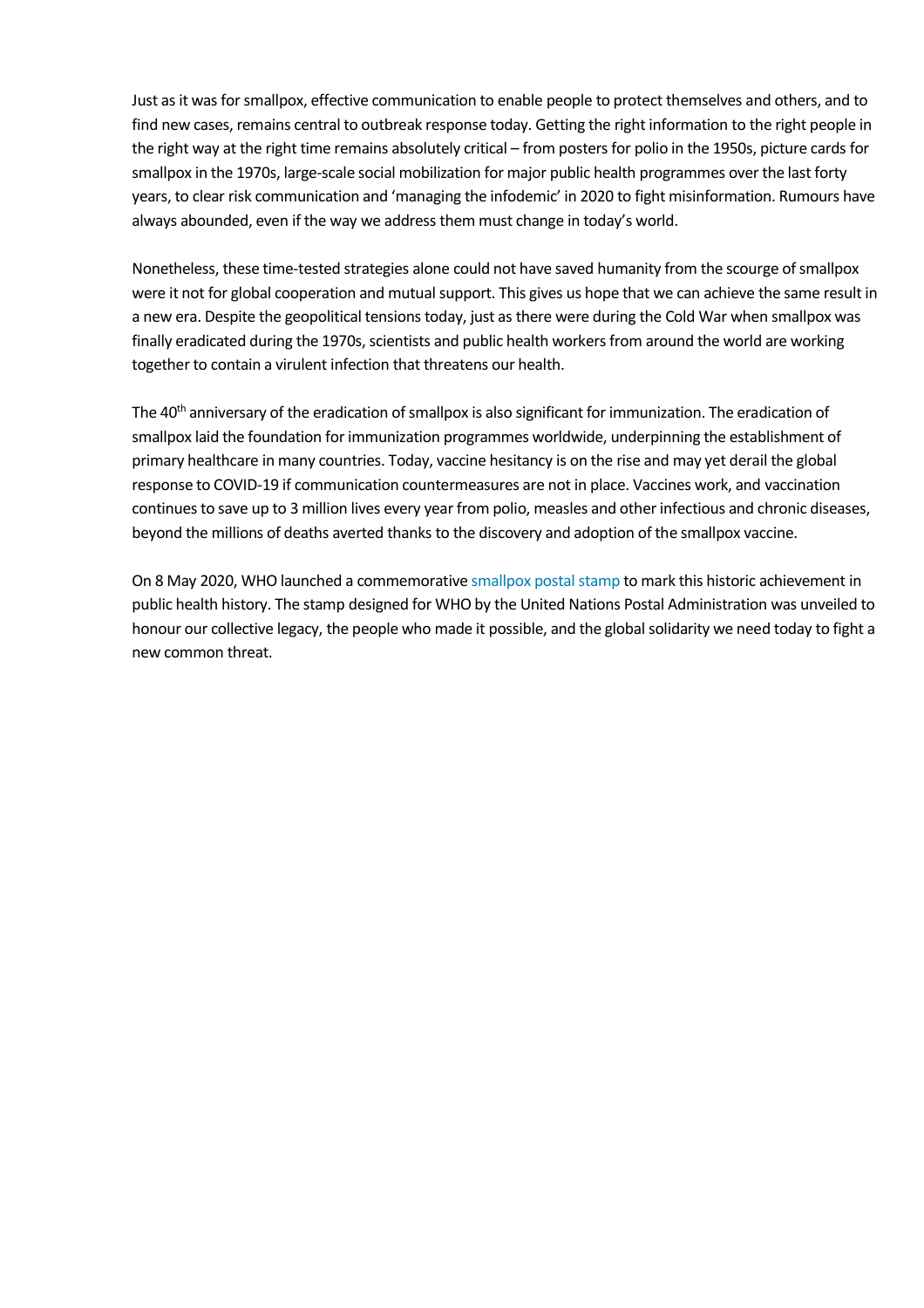Just as it was for smallpox, effective communication to enable people to protect themselves and others, and to find new cases, remains central to outbreak response today. Getting the right information to the right people in the right way at the right time remains absolutely critical – from posters for polio in the 1950s, picture cards for smallpox in the 1970s, large-scale social mobilization for major public health programmes over the last forty years, to clear risk communication and 'managing the infodemic' in 2020 to fight misinformation. Rumours have always abounded, even if the way we address them must change in today's world.

Nonetheless, these time-tested strategies alone could not have saved humanity from the scourge of smallpox were it not for global cooperation and mutual support. This gives us hope that we can achieve the same result in a new era. Despite the geopolitical tensions today, just as there were during the Cold War when smallpox was finally eradicated during the 1970s, scientists and public health workers from around the world are working together to contain a virulent infection that threatens our health.

The 40th anniversary of the eradication of smallpox is also significant for immunization. The eradication of smallpox laid the foundation for immunization programmes worldwide, underpinning the establishment of primary healthcare in many countries. Today, vaccine hesitancy is on the rise and may yet derail the global response to COVID-19 if communication countermeasures are not in place. Vaccines work, and vaccination continues to save up to 3 million lives every year from polio, measles and other infectious and chronic diseases, beyond the millions of deaths averted thanks to the discovery and adoption of the smallpox vaccine.

On 8 May 2020, WHO launched a commemorative smallpox postal stamp to mark this historic achievement in public health history. The stamp designed for WHO by the United Nations Postal Administration was unveiled to honour our collective legacy, the people who made it possible, and the global solidarity we need today to fight a new common threat.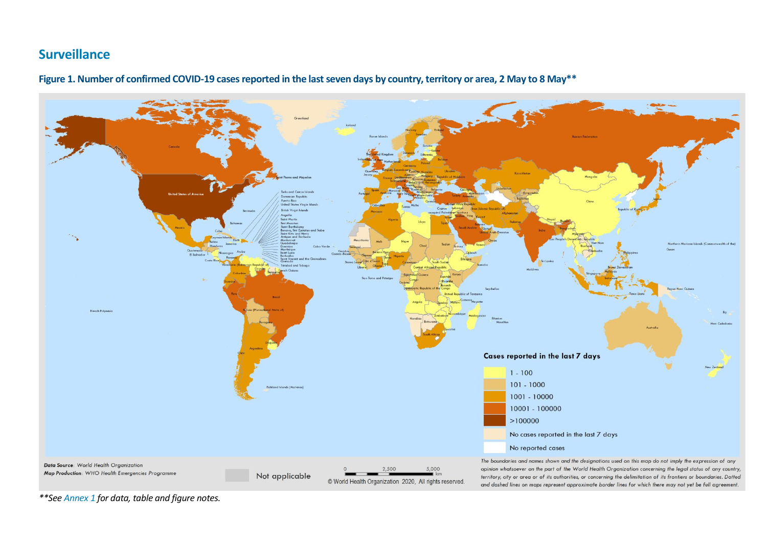## Surveillance

### Figure 1. Number of confirmed COVID-19 cases reported in the last seven days by country, territory or area, 2 May to 8 May**

Cases reported in the last 7 days

- 1 - 100
- 101 - 1000
- 1001 - 10000
- 10001 - 100000
- >100000
- No cases reported in the last 7 days
- No reported cases

*Data Source*: World Health Organization
*Map Production*: WHO Health Emergencies Programme

Not applicable

0 2,500 5,000 km

© World Health Organization 2020, All rights reserved.

*The boundaries and names shown and the designations used on this map do not imply the expression of any opinion whatsoever on the part of the World Health Organization concerning the legal status of any country, territory, city or area or of its authorities, or concerning the delimitation of its frontiers or boundaries. Dotted and dashed lines on maps represent approximate border lines for which there may not yet be full agreement.*

***See Annex 1 for data, table and figure notes.*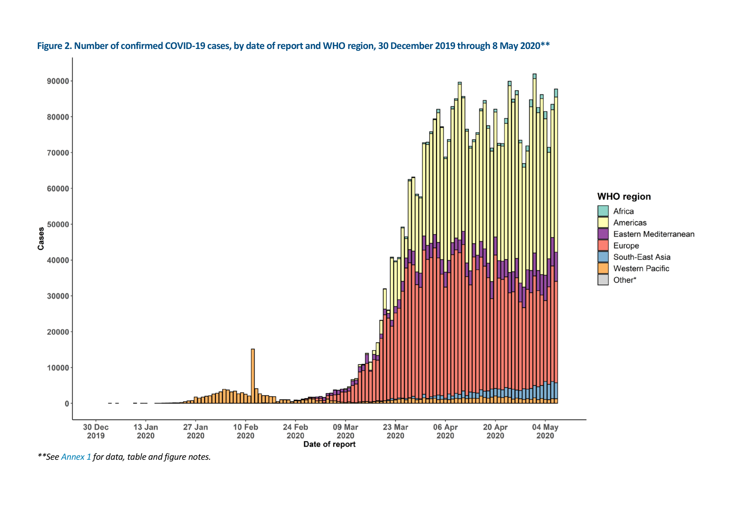**Figure 2. Number of confirmed COVID-19 cases, by date of report and WHO region, 30 December 2019 through 8 May 2020****

*\*\*See Annex 1 for data, table and figure notes.*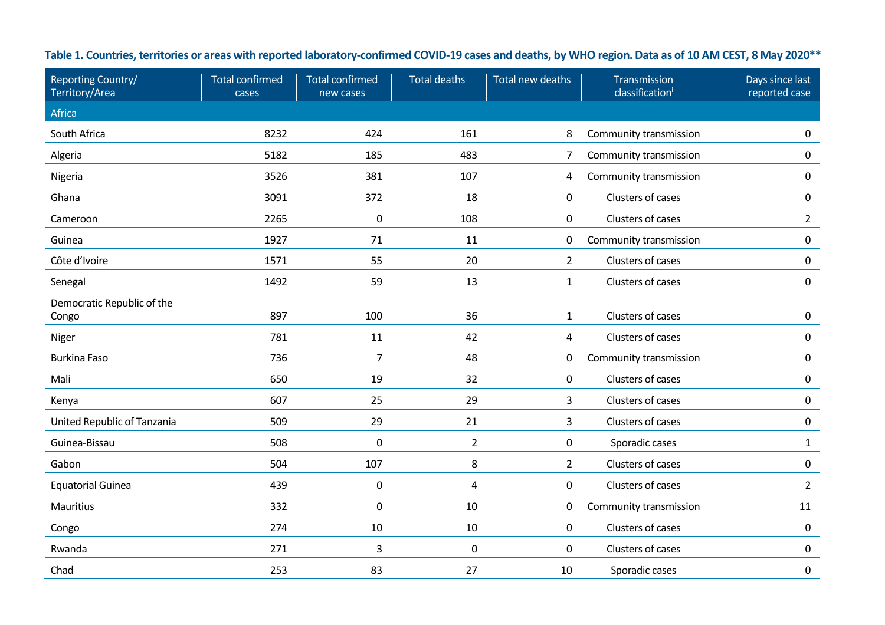**Table 1. Countries, territories or areas with reported laboratory-confirmed COVID-19 cases and deaths, by WHO region. Data as of 10 AM CEST, 8 May 2020****

| Reporting Country/ Territory/Area | Total confirmed cases | Total confirmed new cases | Total deaths | Total new deaths | Transmission classification[i] | Days since last reported case |
|---|---|---|---|---|---|---|
| **Africa** | | | | | | |
| South Africa | 8232 | 424 | 161 | 8 | Community transmission | 0 |
| Algeria | 5182 | 185 | 483 | 7 | Community transmission | 0 |
| Nigeria | 3526 | 381 | 107 | 4 | Community transmission | 0 |
| Ghana | 3091 | 372 | 18 | 0 | Clusters of cases | 0 |
| Cameroon | 2265 | 0 | 108 | 0 | Clusters of cases | 2 |
| Guinea | 1927 | 71 | 11 | 0 | Community transmission | 0 |
| Côte d'Ivoire | 1571 | 55 | 20 | 2 | Clusters of cases | 0 |
| Senegal | 1492 | 59 | 13 | 1 | Clusters of cases | 0 |
| Democratic Republic of the Congo | 897 | 100 | 36 | 1 | Clusters of cases | 0 |
| Niger | 781 | 11 | 42 | 4 | Clusters of cases | 0 |
| Burkina Faso | 736 | 7 | 48 | 0 | Community transmission | 0 |
| Mali | 650 | 19 | 32 | 0 | Clusters of cases | 0 |
| Kenya | 607 | 25 | 29 | 3 | Clusters of cases | 0 |
| United Republic of Tanzania | 509 | 29 | 21 | 3 | Clusters of cases | 0 |
| Guinea-Bissau | 508 | 0 | 2 | 0 | Sporadic cases | 1 |
| Gabon | 504 | 107 | 8 | 2 | Clusters of cases | 0 |
| Equatorial Guinea | 439 | 0 | 4 | 0 | Clusters of cases | 2 |
| Mauritius | 332 | 0 | 10 | 0 | Community transmission | 11 |
| Congo | 274 | 10 | 10 | 0 | Clusters of cases | 0 |
| Rwanda | 271 | 3 | 0 | 0 | Clusters of cases | 0 |
| Chad | 253 | 83 | 27 | 10 | Sporadic cases | 0 |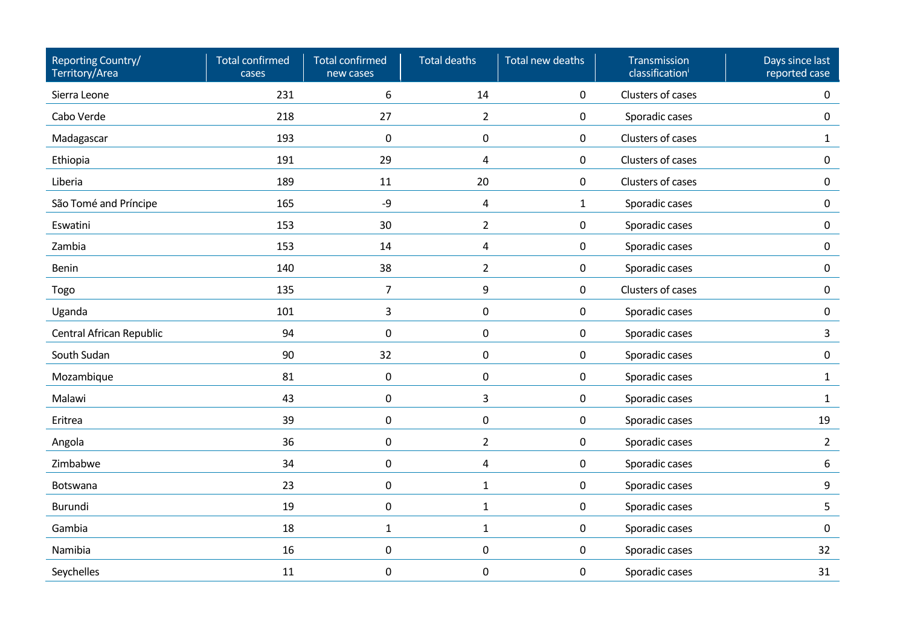| Reporting Country/ Territory/Area | Total confirmed cases | Total confirmed new cases | Total deaths | Total new deaths | Transmission classification[i] | Days since last reported case |
|---|---|---|---|---|---|---|
| Sierra Leone | 231 | 6 | 14 | 0 | Clusters of cases | 0 |
| Cabo Verde | 218 | 27 | 2 | 0 | Sporadic cases | 0 |
| Madagascar | 193 | 0 | 0 | 0 | Clusters of cases | 1 |
| Ethiopia | 191 | 29 | 4 | 0 | Clusters of cases | 0 |
| Liberia | 189 | 11 | 20 | 0 | Clusters of cases | 0 |
| São Tomé and Príncipe | 165 | -9 | 4 | 1 | Sporadic cases | 0 |
| Eswatini | 153 | 30 | 2 | 0 | Sporadic cases | 0 |
| Zambia | 153 | 14 | 4 | 0 | Sporadic cases | 0 |
| Benin | 140 | 38 | 2 | 0 | Sporadic cases | 0 |
| Togo | 135 | 7 | 9 | 0 | Clusters of cases | 0 |
| Uganda | 101 | 3 | 0 | 0 | Sporadic cases | 0 |
| Central African Republic | 94 | 0 | 0 | 0 | Sporadic cases | 3 |
| South Sudan | 90 | 32 | 0 | 0 | Sporadic cases | 0 |
| Mozambique | 81 | 0 | 0 | 0 | Sporadic cases | 1 |
| Malawi | 43 | 0 | 3 | 0 | Sporadic cases | 1 |
| Eritrea | 39 | 0 | 0 | 0 | Sporadic cases | 19 |
| Angola | 36 | 0 | 2 | 0 | Sporadic cases | 2 |
| Zimbabwe | 34 | 0 | 4 | 0 | Sporadic cases | 6 |
| Botswana | 23 | 0 | 1 | 0 | Sporadic cases | 9 |
| Burundi | 19 | 0 | 1 | 0 | Sporadic cases | 5 |
| Gambia | 18 | 1 | 1 | 0 | Sporadic cases | 0 |
| Namibia | 16 | 0 | 0 | 0 | Sporadic cases | 32 |
| Seychelles | 11 | 0 | 0 | 0 | Sporadic cases | 31 |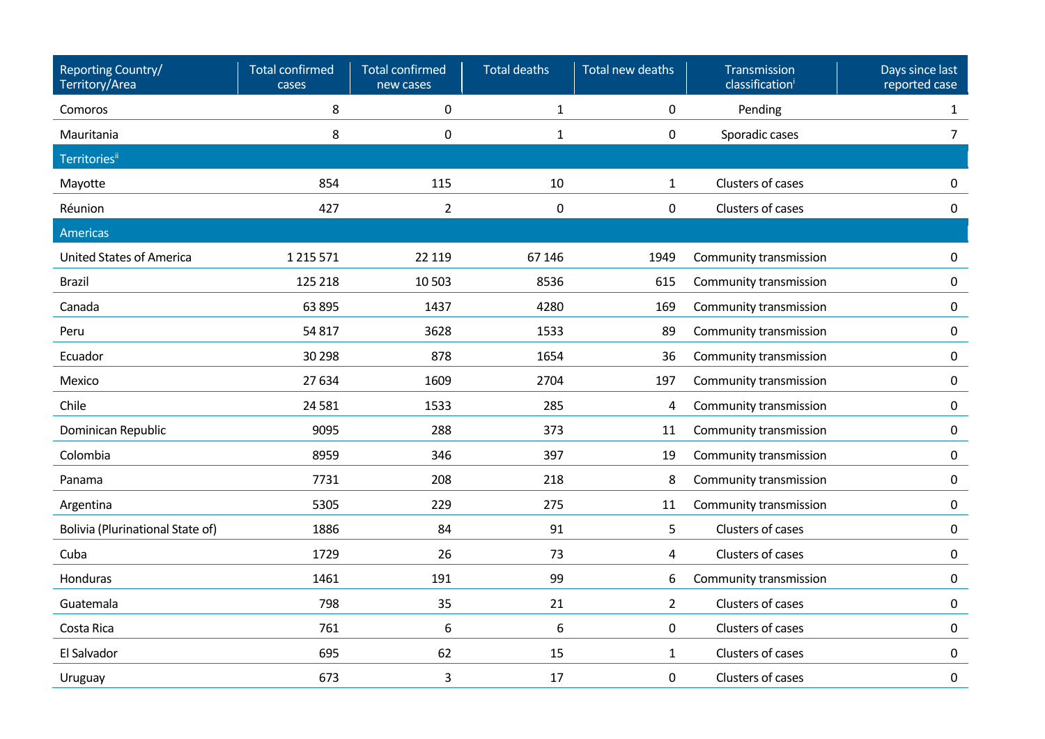| Reporting Country/ Territory/Area | Total confirmed cases | Total confirmed new cases | Total deaths | Total new deaths | Transmission classification[i] | Days since last reported case |
|---|---|---|---|---|---|---|
| Comoros | 8 | 0 | 1 | 0 | Pending | 1 |
| Mauritania | 8 | 0 | 1 | 0 | Sporadic cases | 7 |
| **Territories[ii]** | | | | | | |
| Mayotte | 854 | 115 | 10 | 1 | Clusters of cases | 0 |
| Réunion | 427 | 2 | 0 | 0 | Clusters of cases | 0 |
| **Americas** | | | | | | |
| United States of America | 1 215 571 | 22 119 | 67 146 | 1949 | Community transmission | 0 |
| Brazil | 125 218 | 10 503 | 8536 | 615 | Community transmission | 0 |
| Canada | 63 895 | 1437 | 4280 | 169 | Community transmission | 0 |
| Peru | 54 817 | 3628 | 1533 | 89 | Community transmission | 0 |
| Ecuador | 30 298 | 878 | 1654 | 36 | Community transmission | 0 |
| Mexico | 27 634 | 1609 | 2704 | 197 | Community transmission | 0 |
| Chile | 24 581 | 1533 | 285 | 4 | Community transmission | 0 |
| Dominican Republic | 9095 | 288 | 373 | 11 | Community transmission | 0 |
| Colombia | 8959 | 346 | 397 | 19 | Community transmission | 0 |
| Panama | 7731 | 208 | 218 | 8 | Community transmission | 0 |
| Argentina | 5305 | 229 | 275 | 11 | Community transmission | 0 |
| Bolivia (Plurinational State of) | 1886 | 84 | 91 | 5 | Clusters of cases | 0 |
| Cuba | 1729 | 26 | 73 | 4 | Clusters of cases | 0 |
| Honduras | 1461 | 191 | 99 | 6 | Community transmission | 0 |
| Guatemala | 798 | 35 | 21 | 2 | Clusters of cases | 0 |
| Costa Rica | 761 | 6 | 6 | 0 | Clusters of cases | 0 |
| El Salvador | 695 | 62 | 15 | 1 | Clusters of cases | 0 |
| Uruguay | 673 | 3 | 17 | 0 | Clusters of cases | 0 |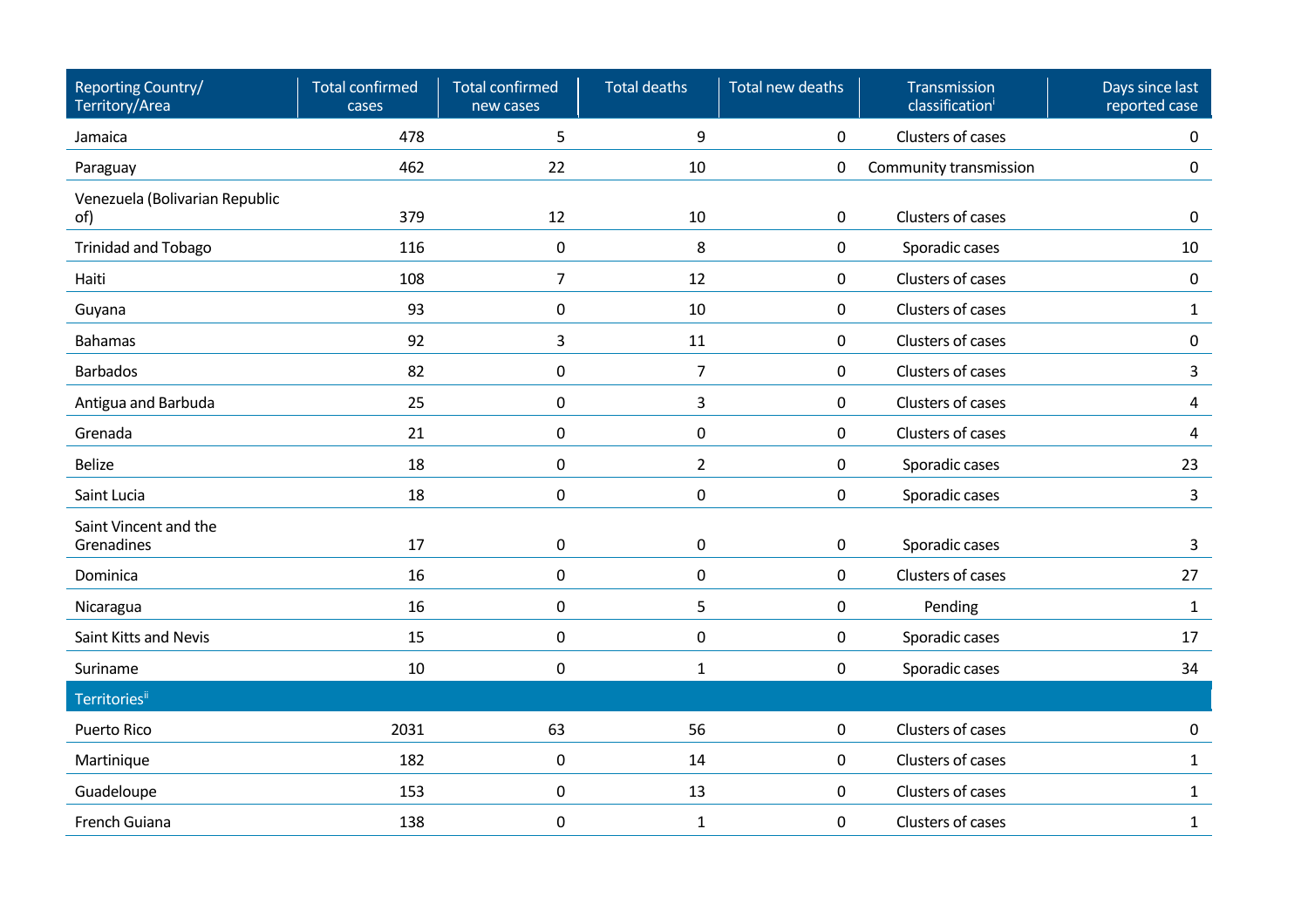| Reporting Country/ Territory/Area | Total confirmed cases | Total confirmed new cases | Total deaths | Total new deaths | Transmission classification[i] | Days since last reported case |
|---|---|---|---|---|---|---|
| Jamaica | 478 | 5 | 9 | 0 | Clusters of cases | 0 |
| Paraguay | 462 | 22 | 10 | 0 | Community transmission | 0 |
| Venezuela (Bolivarian Republic of) | 379 | 12 | 10 | 0 | Clusters of cases | 0 |
| Trinidad and Tobago | 116 | 0 | 8 | 0 | Sporadic cases | 10 |
| Haiti | 108 | 7 | 12 | 0 | Clusters of cases | 0 |
| Guyana | 93 | 0 | 10 | 0 | Clusters of cases | 1 |
| Bahamas | 92 | 3 | 11 | 0 | Clusters of cases | 0 |
| Barbados | 82 | 0 | 7 | 0 | Clusters of cases | 3 |
| Antigua and Barbuda | 25 | 0 | 3 | 0 | Clusters of cases | 4 |
| Grenada | 21 | 0 | 0 | 0 | Clusters of cases | 4 |
| Belize | 18 | 0 | 2 | 0 | Sporadic cases | 23 |
| Saint Lucia | 18 | 0 | 0 | 0 | Sporadic cases | 3 |
| Saint Vincent and the Grenadines | 17 | 0 | 0 | 0 | Sporadic cases | 3 |
| Dominica | 16 | 0 | 0 | 0 | Clusters of cases | 27 |
| Nicaragua | 16 | 0 | 5 | 0 | Pending | 1 |
| Saint Kitts and Nevis | 15 | 0 | 0 | 0 | Sporadic cases | 17 |
| Suriname | 10 | 0 | 1 | 0 | Sporadic cases | 34 |
| Territories[ii] | | | | | | |
| Puerto Rico | 2031 | 63 | 56 | 0 | Clusters of cases | 0 |
| Martinique | 182 | 0 | 14 | 0 | Clusters of cases | 1 |
| Guadeloupe | 153 | 0 | 13 | 0 | Clusters of cases | 1 |
| French Guiana | 138 | 0 | 1 | 0 | Clusters of cases | 1 |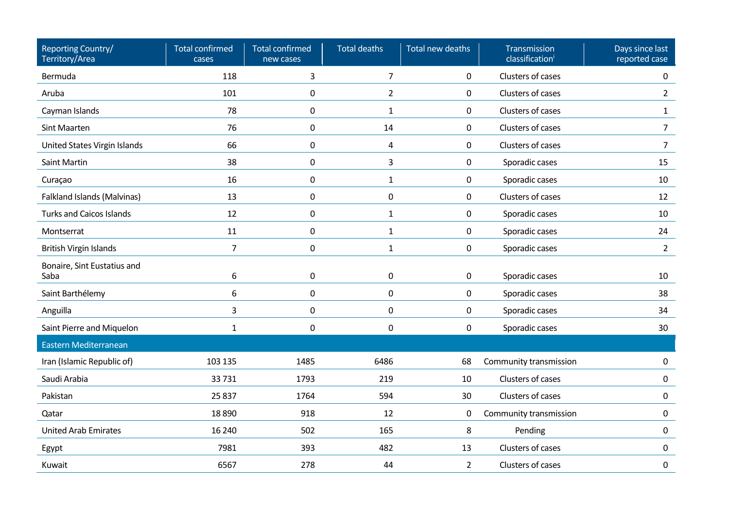| Reporting Country/ Territory/Area | Total confirmed cases | Total confirmed new cases | Total deaths | Total new deaths | Transmission classification[i] | Days since last reported case |
|---|---|---|---|---|---|---|
| Bermuda | 118 | 3 | 7 | 0 | Clusters of cases | 0 |
| Aruba | 101 | 0 | 2 | 0 | Clusters of cases | 2 |
| Cayman Islands | 78 | 0 | 1 | 0 | Clusters of cases | 1 |
| Sint Maarten | 76 | 0 | 14 | 0 | Clusters of cases | 7 |
| United States Virgin Islands | 66 | 0 | 4 | 0 | Clusters of cases | 7 |
| Saint Martin | 38 | 0 | 3 | 0 | Sporadic cases | 15 |
| Curaçao | 16 | 0 | 1 | 0 | Sporadic cases | 10 |
| Falkland Islands (Malvinas) | 13 | 0 | 0 | 0 | Clusters of cases | 12 |
| Turks and Caicos Islands | 12 | 0 | 1 | 0 | Sporadic cases | 10 |
| Montserrat | 11 | 0 | 1 | 0 | Sporadic cases | 24 |
| British Virgin Islands | 7 | 0 | 1 | 0 | Sporadic cases | 2 |
| Bonaire, Sint Eustatius and Saba | 6 | 0 | 0 | 0 | Sporadic cases | 10 |
| Saint Barthélemy | 6 | 0 | 0 | 0 | Sporadic cases | 38 |
| Anguilla | 3 | 0 | 0 | 0 | Sporadic cases | 34 |
| Saint Pierre and Miquelon | 1 | 0 | 0 | 0 | Sporadic cases | 30 |
| Eastern Mediterranean | | | | | | |
| Iran (Islamic Republic of) | 103 135 | 1485 | 6486 | 68 | Community transmission | 0 |
| Saudi Arabia | 33 731 | 1793 | 219 | 10 | Clusters of cases | 0 |
| Pakistan | 25 837 | 1764 | 594 | 30 | Clusters of cases | 0 |
| Qatar | 18 890 | 918 | 12 | 0 | Community transmission | 0 |
| United Arab Emirates | 16 240 | 502 | 165 | 8 | Pending | 0 |
| Egypt | 7981 | 393 | 482 | 13 | Clusters of cases | 0 |
| Kuwait | 6567 | 278 | 44 | 2 | Clusters of cases | 0 |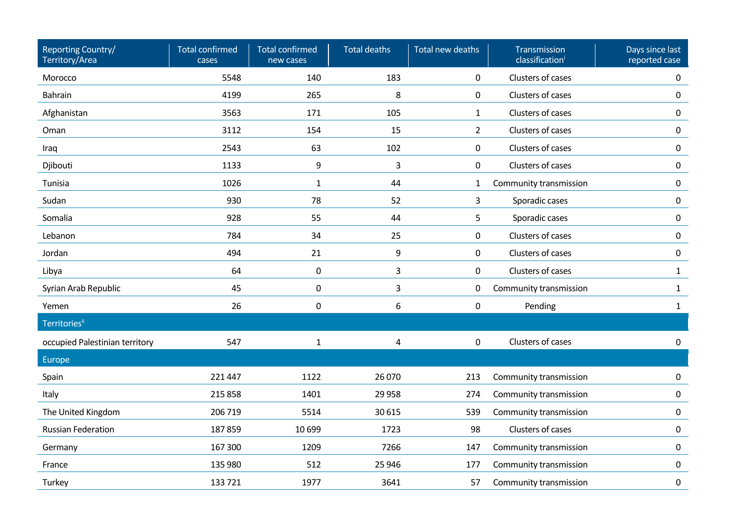| Reporting Country/ Territory/Area | Total confirmed cases | Total confirmed new cases | Total deaths | Total new deaths | Transmission classification[i] | Days since last reported case |
|---|---|---|---|---|---|---|
| Morocco | 5548 | 140 | 183 | 0 | Clusters of cases | 0 |
| Bahrain | 4199 | 265 | 8 | 0 | Clusters of cases | 0 |
| Afghanistan | 3563 | 171 | 105 | 1 | Clusters of cases | 0 |
| Oman | 3112 | 154 | 15 | 2 | Clusters of cases | 0 |
| Iraq | 2543 | 63 | 102 | 0 | Clusters of cases | 0 |
| Djibouti | 1133 | 9 | 3 | 0 | Clusters of cases | 0 |
| Tunisia | 1026 | 1 | 44 | 1 | Community transmission | 0 |
| Sudan | 930 | 78 | 52 | 3 | Sporadic cases | 0 |
| Somalia | 928 | 55 | 44 | 5 | Sporadic cases | 0 |
| Lebanon | 784 | 34 | 25 | 0 | Clusters of cases | 0 |
| Jordan | 494 | 21 | 9 | 0 | Clusters of cases | 0 |
| Libya | 64 | 0 | 3 | 0 | Clusters of cases | 1 |
| Syrian Arab Republic | 45 | 0 | 3 | 0 | Community transmission | 1 |
| Yemen | 26 | 0 | 6 | 0 | Pending | 1 |
| Territories[ii] | | | | | | |
| occupied Palestinian territory | 547 | 1 | 4 | 0 | Clusters of cases | 0 |
| Europe | | | | | | |
| Spain | 221 447 | 1122 | 26 070 | 213 | Community transmission | 0 |
| Italy | 215 858 | 1401 | 29 958 | 274 | Community transmission | 0 |
| The United Kingdom | 206 719 | 5514 | 30 615 | 539 | Community transmission | 0 |
| Russian Federation | 187 859 | 10 699 | 1723 | 98 | Clusters of cases | 0 |
| Germany | 167 300 | 1209 | 7266 | 147 | Community transmission | 0 |
| France | 135 980 | 512 | 25 946 | 177 | Community transmission | 0 |
| Turkey | 133 721 | 1977 | 3641 | 57 | Community transmission | 0 |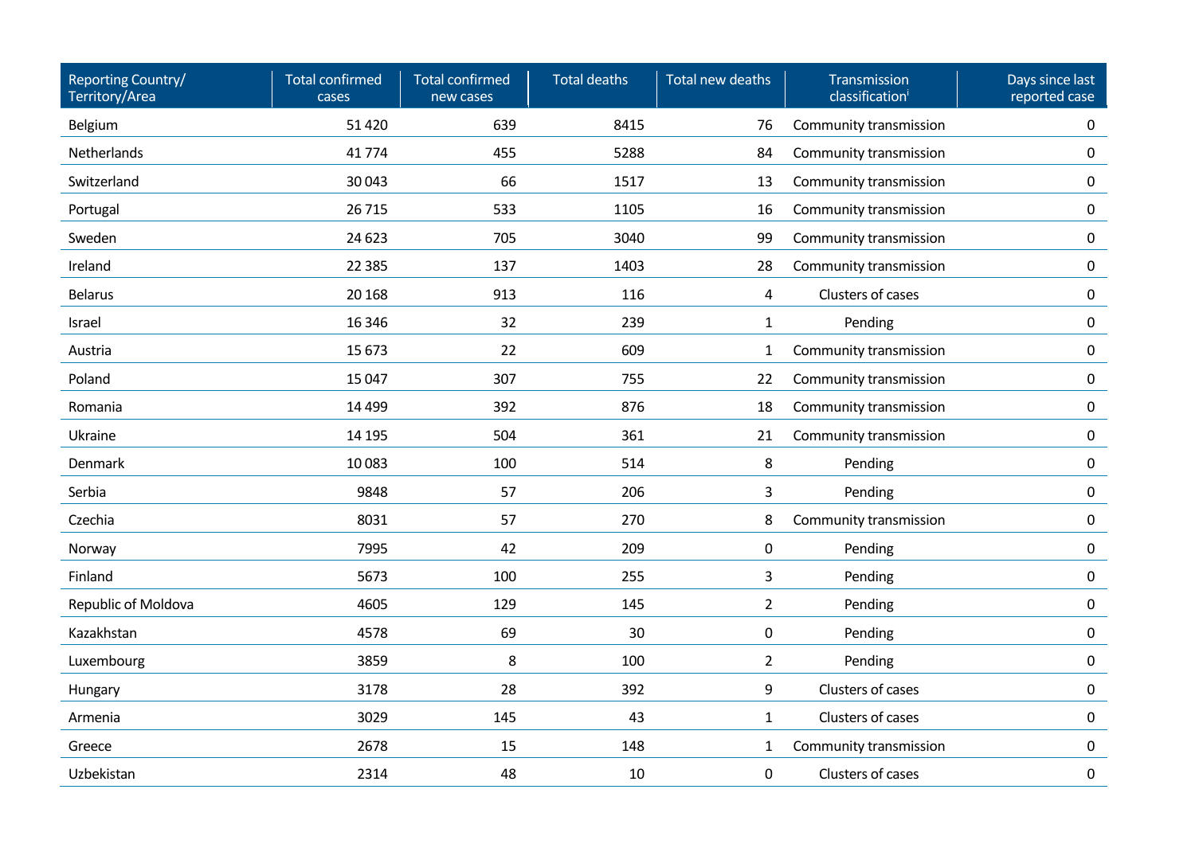| Reporting Country/ Territory/Area | Total confirmed cases | Total confirmed new cases | Total deaths | Total new deaths | Transmission classification[i] | Days since last reported case |
|---|---|---|---|---|---|---|
| Belgium | 51 420 | 639 | 8415 | 76 | Community transmission | 0 |
| Netherlands | 41 774 | 455 | 5288 | 84 | Community transmission | 0 |
| Switzerland | 30 043 | 66 | 1517 | 13 | Community transmission | 0 |
| Portugal | 26 715 | 533 | 1105 | 16 | Community transmission | 0 |
| Sweden | 24 623 | 705 | 3040 | 99 | Community transmission | 0 |
| Ireland | 22 385 | 137 | 1403 | 28 | Community transmission | 0 |
| Belarus | 20 168 | 913 | 116 | 4 | Clusters of cases | 0 |
| Israel | 16 346 | 32 | 239 | 1 | Pending | 0 |
| Austria | 15 673 | 22 | 609 | 1 | Community transmission | 0 |
| Poland | 15 047 | 307 | 755 | 22 | Community transmission | 0 |
| Romania | 14 499 | 392 | 876 | 18 | Community transmission | 0 |
| Ukraine | 14 195 | 504 | 361 | 21 | Community transmission | 0 |
| Denmark | 10 083 | 100 | 514 | 8 | Pending | 0 |
| Serbia | 9848 | 57 | 206 | 3 | Pending | 0 |
| Czechia | 8031 | 57 | 270 | 8 | Community transmission | 0 |
| Norway | 7995 | 42 | 209 | 0 | Pending | 0 |
| Finland | 5673 | 100 | 255 | 3 | Pending | 0 |
| Republic of Moldova | 4605 | 129 | 145 | 2 | Pending | 0 |
| Kazakhstan | 4578 | 69 | 30 | 0 | Pending | 0 |
| Luxembourg | 3859 | 8 | 100 | 2 | Pending | 0 |
| Hungary | 3178 | 28 | 392 | 9 | Clusters of cases | 0 |
| Armenia | 3029 | 145 | 43 | 1 | Clusters of cases | 0 |
| Greece | 2678 | 15 | 148 | 1 | Community transmission | 0 |
| Uzbekistan | 2314 | 48 | 10 | 0 | Clusters of cases | 0 |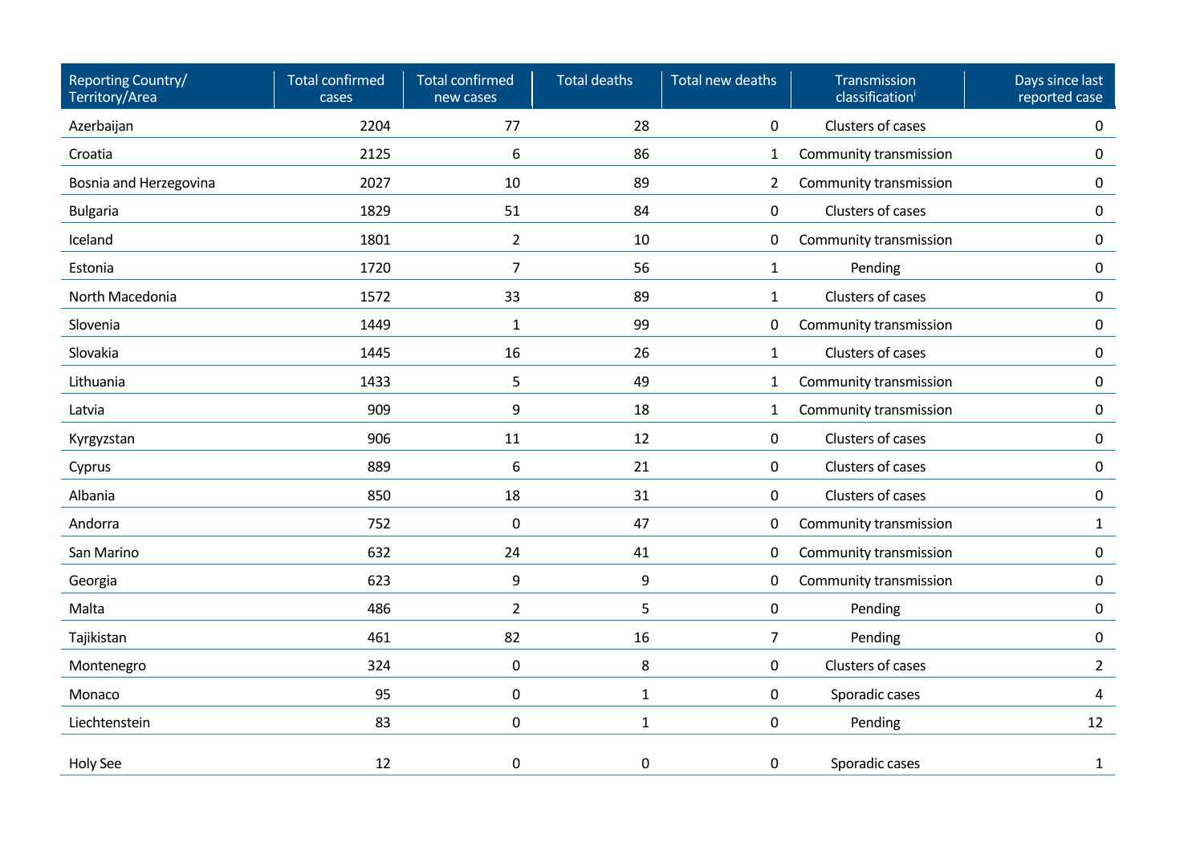| Reporting Country/ Territory/Area | Total confirmed cases | Total confirmed new cases | Total deaths | Total new deaths | Transmission classification[i] | Days since last reported case |
|---|---|---|---|---|---|---|
| Azerbaijan | 2204 | 77 | 28 | 0 | Clusters of cases | 0 |
| Croatia | 2125 | 6 | 86 | 1 | Community transmission | 0 |
| Bosnia and Herzegovina | 2027 | 10 | 89 | 2 | Community transmission | 0 |
| Bulgaria | 1829 | 51 | 84 | 0 | Clusters of cases | 0 |
| Iceland | 1801 | 2 | 10 | 0 | Community transmission | 0 |
| Estonia | 1720 | 7 | 56 | 1 | Pending | 0 |
| North Macedonia | 1572 | 33 | 89 | 1 | Clusters of cases | 0 |
| Slovenia | 1449 | 1 | 99 | 0 | Community transmission | 0 |
| Slovakia | 1445 | 16 | 26 | 1 | Clusters of cases | 0 |
| Lithuania | 1433 | 5 | 49 | 1 | Community transmission | 0 |
| Latvia | 909 | 9 | 18 | 1 | Community transmission | 0 |
| Kyrgyzstan | 906 | 11 | 12 | 0 | Clusters of cases | 0 |
| Cyprus | 889 | 6 | 21 | 0 | Clusters of cases | 0 |
| Albania | 850 | 18 | 31 | 0 | Clusters of cases | 0 |
| Andorra | 752 | 0 | 47 | 0 | Community transmission | 1 |
| San Marino | 632 | 24 | 41 | 0 | Community transmission | 0 |
| Georgia | 623 | 9 | 9 | 0 | Community transmission | 0 |
| Malta | 486 | 2 | 5 | 0 | Pending | 0 |
| Tajikistan | 461 | 82 | 16 | 7 | Pending | 0 |
| Montenegro | 324 | 0 | 8 | 0 | Clusters of cases | 2 |
| Monaco | 95 | 0 | 1 | 0 | Sporadic cases | 4 |
| Liechtenstein | 83 | 0 | 1 | 0 | Pending | 12 |
| Holy See | 12 | 0 | 0 | 0 | Sporadic cases | 1 |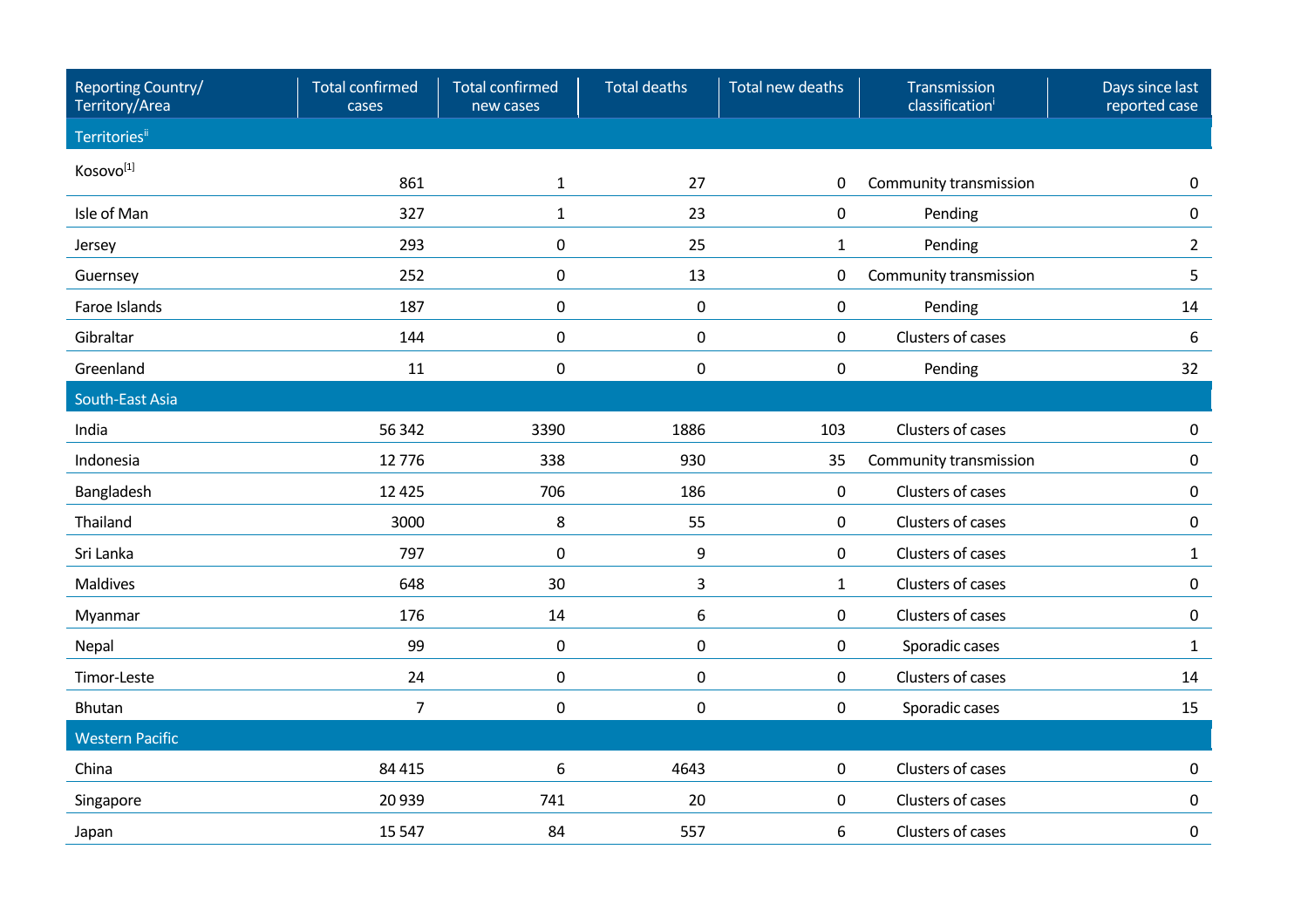| Reporting Country/ Territory/Area | Total confirmed cases | Total confirmed new cases | Total deaths | Total new deaths | Transmission classification[i] | Days since last reported case |
|---|---|---|---|---|---|---|
| **Territories[ii]** | | | | | | |
| Kosovo[1] | 861 | 1 | 27 | 0 | Community transmission | 0 |
| Isle of Man | 327 | 1 | 23 | 0 | Pending | 0 |
| Jersey | 293 | 0 | 25 | 1 | Pending | 2 |
| Guernsey | 252 | 0 | 13 | 0 | Community transmission | 5 |
| Faroe Islands | 187 | 0 | 0 | 0 | Pending | 14 |
| Gibraltar | 144 | 0 | 0 | 0 | Clusters of cases | 6 |
| Greenland | 11 | 0 | 0 | 0 | Pending | 32 |
| **South-East Asia** | | | | | | |
| India | 56 342 | 3390 | 1886 | 103 | Clusters of cases | 0 |
| Indonesia | 12 776 | 338 | 930 | 35 | Community transmission | 0 |
| Bangladesh | 12 425 | 706 | 186 | 0 | Clusters of cases | 0 |
| Thailand | 3000 | 8 | 55 | 0 | Clusters of cases | 0 |
| Sri Lanka | 797 | 0 | 9 | 0 | Clusters of cases | 1 |
| Maldives | 648 | 30 | 3 | 1 | Clusters of cases | 0 |
| Myanmar | 176 | 14 | 6 | 0 | Clusters of cases | 0 |
| Nepal | 99 | 0 | 0 | 0 | Sporadic cases | 1 |
| Timor-Leste | 24 | 0 | 0 | 0 | Clusters of cases | 14 |
| Bhutan | 7 | 0 | 0 | 0 | Sporadic cases | 15 |
| **Western Pacific** | | | | | | |
| China | 84 415 | 6 | 4643 | 0 | Clusters of cases | 0 |
| Singapore | 20 939 | 741 | 20 | 0 | Clusters of cases | 0 |
| Japan | 15 547 | 84 | 557 | 6 | Clusters of cases | 0 |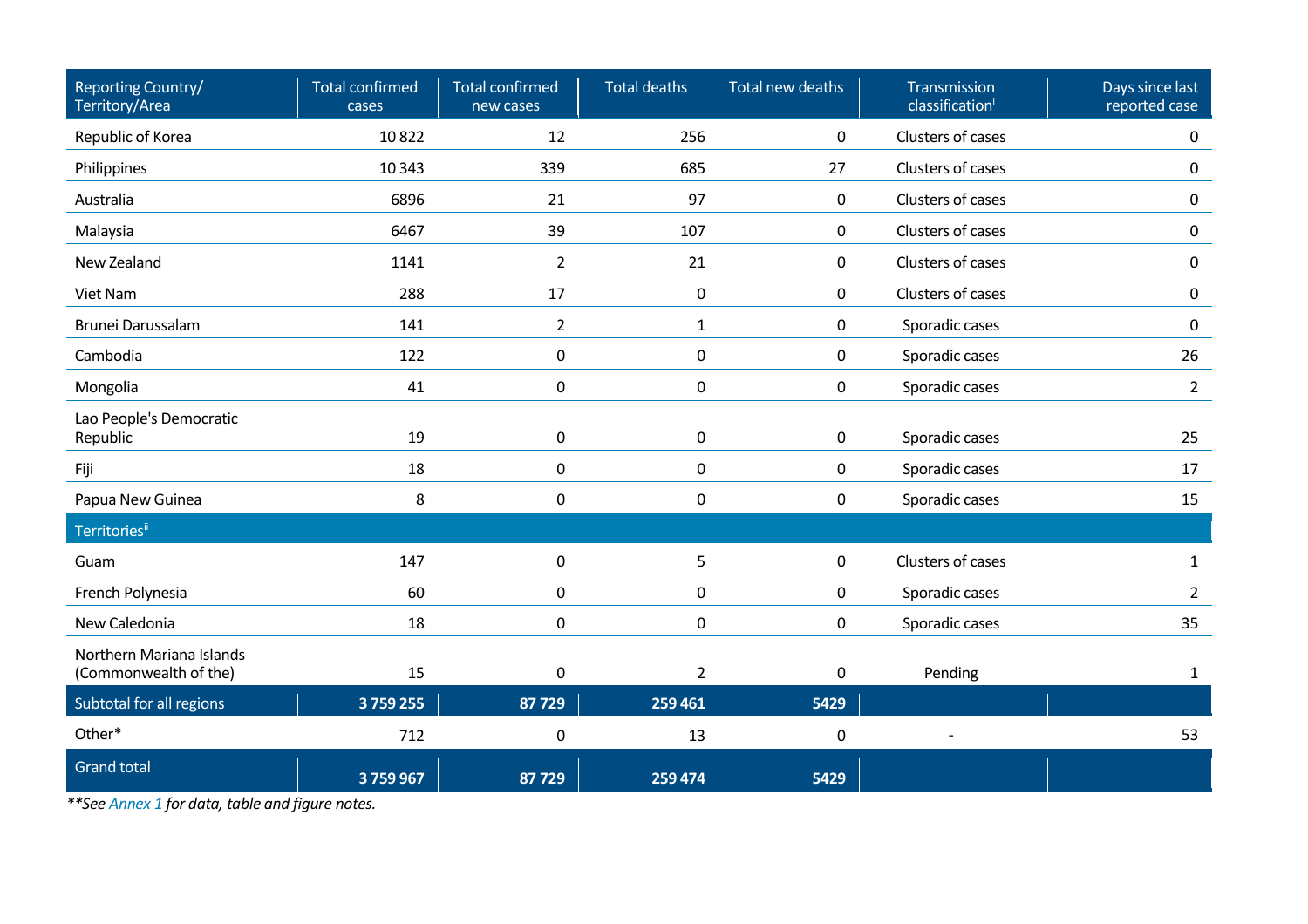| Reporting Country/ Territory/Area | Total confirmed cases | Total confirmed new cases | Total deaths | Total new deaths | Transmission classification[i] | Days since last reported case |
|---|---|---|---|---|---|---|
| Republic of Korea | 10 822 | 12 | 256 | 0 | Clusters of cases | 0 |
| Philippines | 10 343 | 339 | 685 | 27 | Clusters of cases | 0 |
| Australia | 6896 | 21 | 97 | 0 | Clusters of cases | 0 |
| Malaysia | 6467 | 39 | 107 | 0 | Clusters of cases | 0 |
| New Zealand | 1141 | 2 | 21 | 0 | Clusters of cases | 0 |
| Viet Nam | 288 | 17 | 0 | 0 | Clusters of cases | 0 |
| Brunei Darussalam | 141 | 2 | 1 | 0 | Sporadic cases | 0 |
| Cambodia | 122 | 0 | 0 | 0 | Sporadic cases | 26 |
| Mongolia | 41 | 0 | 0 | 0 | Sporadic cases | 2 |
| Lao People's Democratic Republic | 19 | 0 | 0 | 0 | Sporadic cases | 25 |
| Fiji | 18 | 0 | 0 | 0 | Sporadic cases | 17 |
| Papua New Guinea | 8 | 0 | 0 | 0 | Sporadic cases | 15 |
| Territories[ii] | | | | | | |
| Guam | 147 | 0 | 5 | 0 | Clusters of cases | 1 |
| French Polynesia | 60 | 0 | 0 | 0 | Sporadic cases | 2 |
| New Caledonia | 18 | 0 | 0 | 0 | Sporadic cases | 35 |
| Northern Mariana Islands (Commonwealth of the) | 15 | 0 | 2 | 0 | Pending | 1 |
| Subtotal for all regions | **3 759 255** | **87 729** | **259 461** | **5429** | | |
| Other* | 712 | 0 | 13 | 0 | - | 53 |
| Grand total | **3 759 967** | **87 729** | **259 474** | **5429** | | |

***\*\*See Annex 1 for data, table and figure notes.***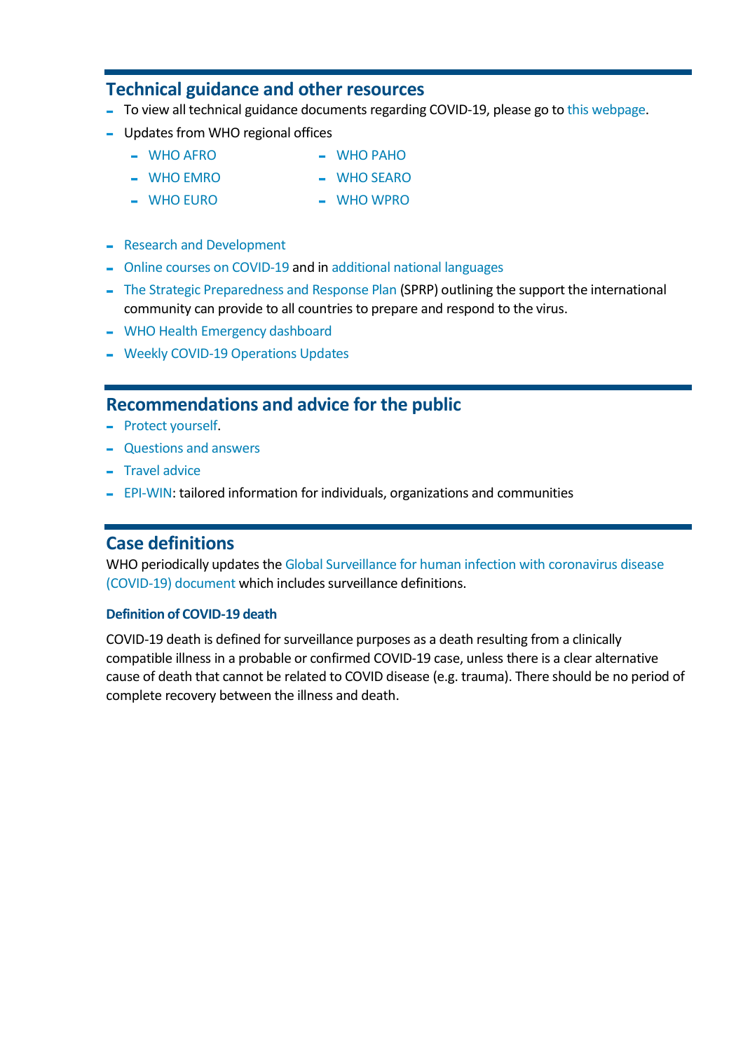## Technical guidance and other resources

- To view all technical guidance documents regarding COVID-19, please go to this webpage.
- Updates from WHO regional offices
  - WHO AFRO
  - WHO EMRO
  - WHO EURO
  - WHO PAHO
  - WHO SEARO
  - WHO WPRO
- Research and Development
- Online courses on COVID-19 and in additional national languages
- The Strategic Preparedness and Response Plan (SPRP) outlining the support the international community can provide to all countries to prepare and respond to the virus.
- WHO Health Emergency dashboard
- Weekly COVID-19 Operations Updates

## Recommendations and advice for the public

- Protect yourself.
- Questions and answers
- Travel advice
- EPI-WIN: tailored information for individuals, organizations and communities

## Case definitions

WHO periodically updates the Global Surveillance for human infection with coronavirus disease (COVID-19) document which includes surveillance definitions.

### Definition of COVID-19 death

COVID-19 death is defined for surveillance purposes as a death resulting from a clinically compatible illness in a probable or confirmed COVID-19 case, unless there is a clear alternative cause of death that cannot be related to COVID disease (e.g. trauma). There should be no period of complete recovery between the illness and death.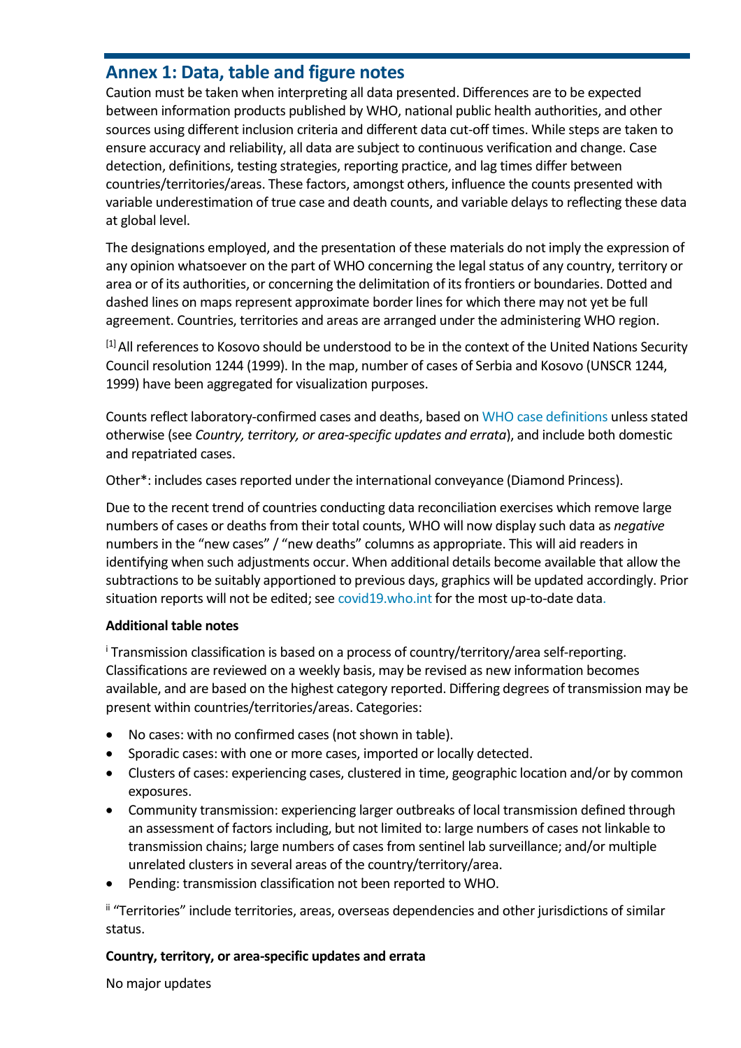## Annex 1: Data, table and figure notes

Caution must be taken when interpreting all data presented. Differences are to be expected between information products published by WHO, national public health authorities, and other sources using different inclusion criteria and different data cut-off times. While steps are taken to ensure accuracy and reliability, all data are subject to continuous verification and change. Case detection, definitions, testing strategies, reporting practice, and lag times differ between countries/territories/areas. These factors, amongst others, influence the counts presented with variable underestimation of true case and death counts, and variable delays to reflecting these data at global level.

The designations employed, and the presentation of these materials do not imply the expression of any opinion whatsoever on the part of WHO concerning the legal status of any country, territory or area or of its authorities, or concerning the delimitation of its frontiers or boundaries. Dotted and dashed lines on maps represent approximate border lines for which there may not yet be full agreement. Countries, territories and areas are arranged under the administering WHO region.

[1] All references to Kosovo should be understood to be in the context of the United Nations Security Council resolution 1244 (1999). In the map, number of cases of Serbia and Kosovo (UNSCR 1244, 1999) have been aggregated for visualization purposes.

Counts reflect laboratory-confirmed cases and deaths, based on WHO case definitions unless stated otherwise (see *Country, territory, or area-specific updates and errata*), and include both domestic and repatriated cases.

Other*: includes cases reported under the international conveyance (Diamond Princess).

Due to the recent trend of countries conducting data reconciliation exercises which remove large numbers of cases or deaths from their total counts, WHO will now display such data as *negative* numbers in the "new cases" / "new deaths" columns as appropriate. This will aid readers in identifying when such adjustments occur. When additional details become available that allow the subtractions to be suitably apportioned to previous days, graphics will be updated accordingly. Prior situation reports will not be edited; see covid19.who.int for the most up-to-date data.

**Additional table notes**

[i] Transmission classification is based on a process of country/territory/area self-reporting. Classifications are reviewed on a weekly basis, may be revised as new information becomes available, and are based on the highest category reported. Differing degrees of transmission may be present within countries/territories/areas. Categories:

- No cases: with no confirmed cases (not shown in table).
- Sporadic cases: with one or more cases, imported or locally detected.
- Clusters of cases: experiencing cases, clustered in time, geographic location and/or by common exposures.
- Community transmission: experiencing larger outbreaks of local transmission defined through an assessment of factors including, but not limited to: large numbers of cases not linkable to transmission chains; large numbers of cases from sentinel lab surveillance; and/or multiple unrelated clusters in several areas of the country/territory/area.
- Pending: transmission classification not been reported to WHO.

[ii] "Territories" include territories, areas, overseas dependencies and other jurisdictions of similar status.

**Country, territory, or area-specific updates and errata**

No major updates